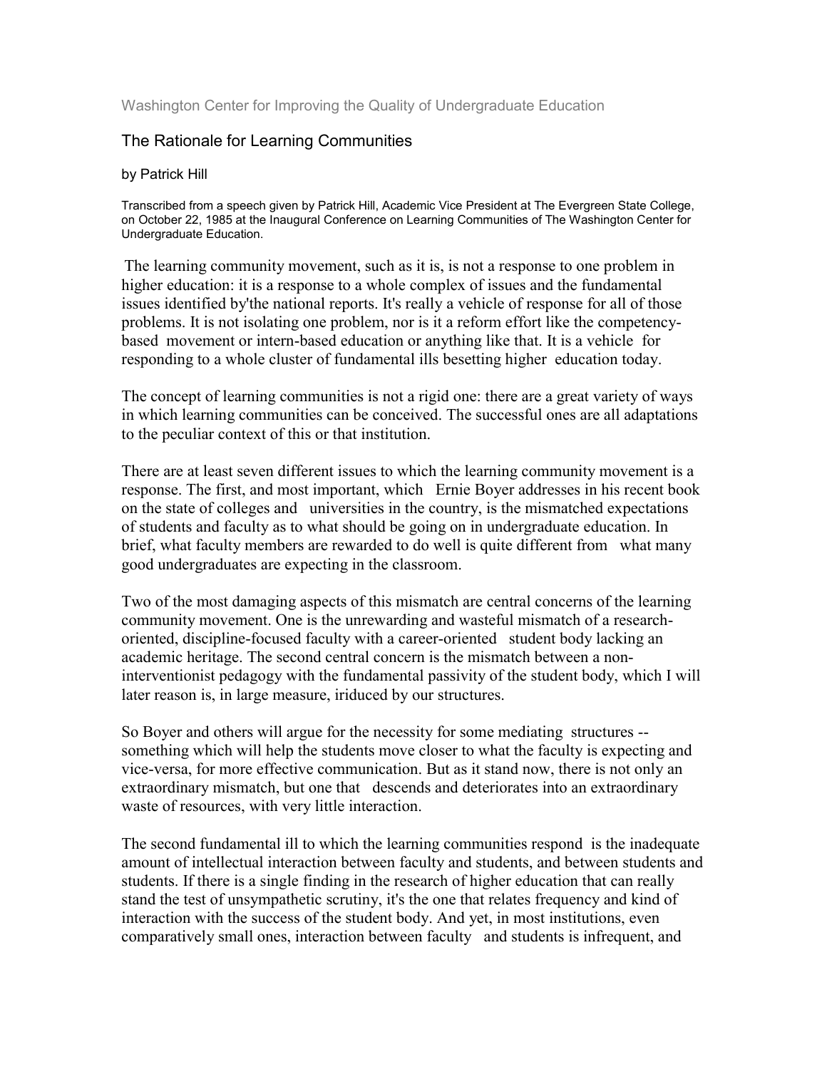Washington Center for Improving the Quality of Undergraduate Education

# The Rationale for Learning Communities

by Patrick Hill

Transcribed from a speech given by Patrick Hill, Academic Vice President at The Evergreen State College, on October 22, 1985 at the Inaugural Conference on Learning Communities of The Washington Center for Undergraduate Education.

The learning community movement, such as it is, is not a response to one problem in higher education: it is a response to a whole complex of issues and the fundamental issues identified by'the national reports. It's really a vehicle of response for all of those problems. It is not isolating one problem, nor is it a reform effort like the competency-based movement or intern-based education or anything like that. It is a vehicle for responding to a whole cluster of fundamental ills besetting higher education today.

The concept of learning communities is not a rigid one: there are a great variety of ways in which learning communities can be conceived. The successful ones are all adaptations to the peculiar context of this or that institution.

There are at least seven different issues to which the learning community movement is a response. The first, and most important, which Ernie Boyer addresses in his recent book on the state of colleges and universities in the country, is the mismatched expectations of students and faculty as to what should be going on in undergraduate education. In brief, what faculty members are rewarded to do well is quite different from what many good undergraduates are expecting in the classroom.

Two of the most damaging aspects of this mismatch are central concerns of the learning community movement. One is the unrewarding and wasteful mismatch of a research-oriented, discipline-focused faculty with a career-oriented student body lacking an academic heritage. The second central concern is the mismatch between a non-interventionist pedagogy with the fundamental passivity of the student body, which I will later reason is, in large measure, iriduced by our structures.

So Boyer and others will argue for the necessity for some mediating structures -- something which will help the students move closer to what the faculty is expecting and vice-versa, for more effective communication. But as it stand now, there is not only an extraordinary mismatch, but one that descends and deteriorates into an extraordinary waste of resources, with very little interaction.

The second fundamental ill to which the learning communities respond is the inadequate amount of intellectual interaction between faculty and students, and between students and students. If there is a single finding in the research of higher education that can really stand the test of unsympathetic scrutiny, it's the one that relates frequency and kind of interaction with the success of the student body. And yet, in most institutions, even comparatively small ones, interaction between faculty and students is infrequent, and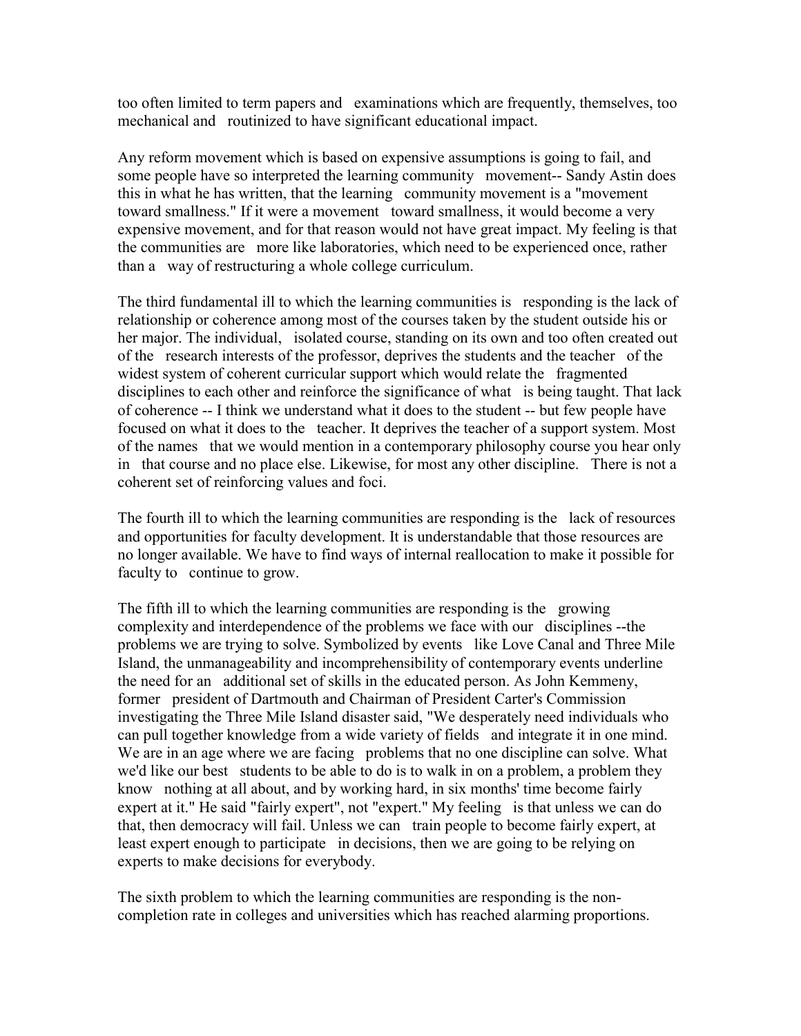too often limited to term papers and examinations which are frequently, themselves, too mechanical and routinized to have significant educational impact.

Any reform movement which is based on expensive assumptions is going to fail, and some people have so interpreted the learning community movement-- Sandy Astin does this in what he has written, that the learning community movement is a "movement toward smallness." If it were a movement toward smallness, it would become a very expensive movement, and for that reason would not have great impact. My feeling is that the communities are more like laboratories, which need to be experienced once, rather than a way of restructuring a whole college curriculum.

The third fundamental ill to which the learning communities is responding is the lack of relationship or coherence among most of the courses taken by the student outside his or her major. The individual, isolated course, standing on its own and too often created out of the research interests of the professor, deprives the students and the teacher of the widest system of coherent curricular support which would relate the fragmented disciplines to each other and reinforce the significance of what is being taught. That lack of coherence -- I think we understand what it does to the student -- but few people have focused on what it does to the teacher. It deprives the teacher of a support system. Most of the names that we would mention in a contemporary philosophy course you hear only in that course and no place else. Likewise, for most any other discipline. There is not a coherent set of reinforcing values and foci.

The fourth ill to which the learning communities are responding is the lack of resources and opportunities for faculty development. It is understandable that those resources are no longer available. We have to find ways of internal reallocation to make it possible for faculty to continue to grow.

The fifth ill to which the learning communities are responding is the growing complexity and interdependence of the problems we face with our disciplines --the problems we are trying to solve. Symbolized by events like Love Canal and Three Mile Island, the unmanageability and incomprehensibility of contemporary events underline the need for an additional set of skills in the educated person. As John Kemmeny, former president of Dartmouth and Chairman of President Carter's Commission investigating the Three Mile Island disaster said, "We desperately need individuals who can pull together knowledge from a wide variety of fields and integrate it in one mind. We are in an age where we are facing problems that no one discipline can solve. What we'd like our best students to be able to do is to walk in on a problem, a problem they know nothing at all about, and by working hard, in six months' time become fairly expert at it." He said "fairly expert", not "expert." My feeling is that unless we can do that, then democracy will fail. Unless we can train people to become fairly expert, at least expert enough to participate in decisions, then we are going to be relying on experts to make decisions for everybody.

The sixth problem to which the learning communities are responding is the non-completion rate in colleges and universities which has reached alarming proportions.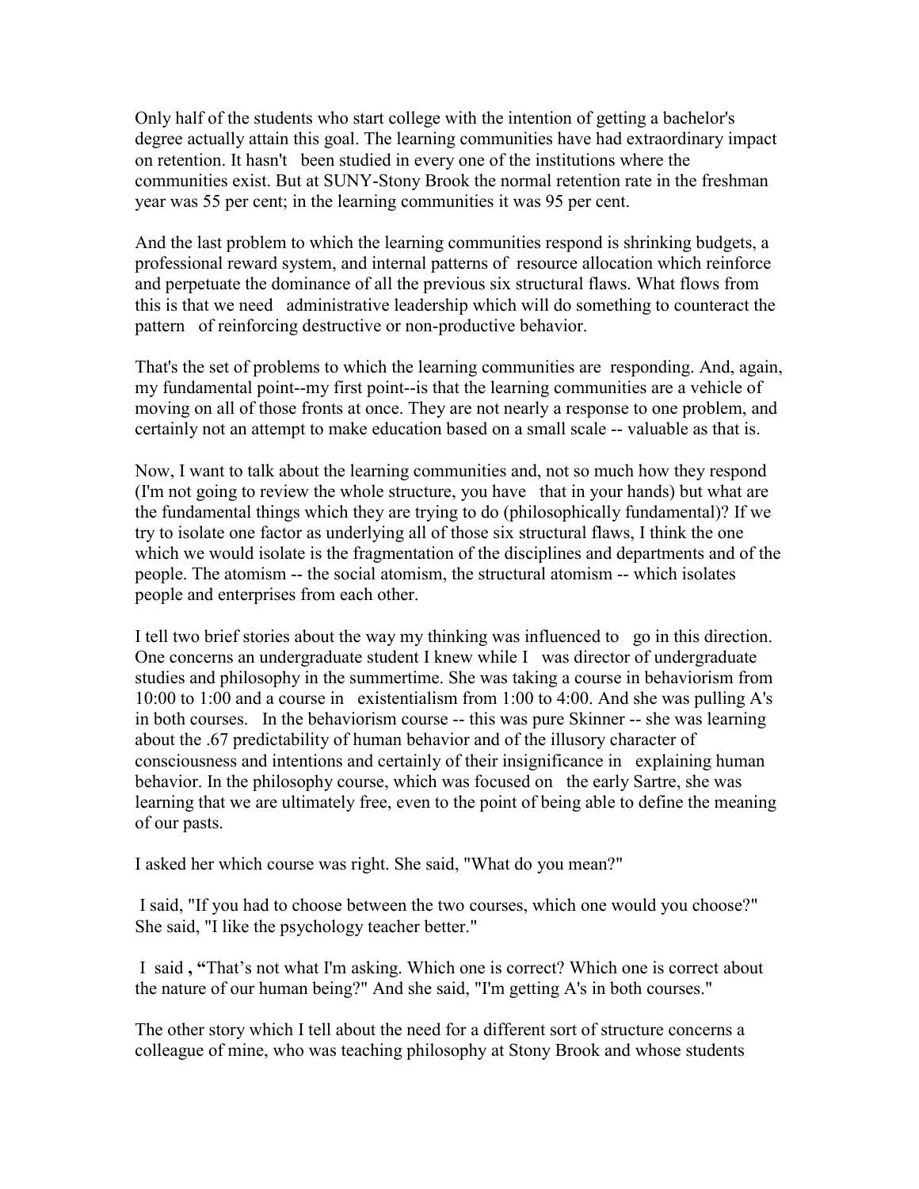Only half of the students who start college with the intention of getting a bachelor's degree actually attain this goal. The learning communities have had extraordinary impact on retention. It hasn't been studied in every one of the institutions where the communities exist. But at SUNY-Stony Brook the normal retention rate in the freshman year was 55 per cent; in the learning communities it was 95 per cent.

And the last problem to which the learning communities respond is shrinking budgets, a professional reward system, and internal patterns of resource allocation which reinforce and perpetuate the dominance of all the previous six structural flaws. What flows from this is that we need administrative leadership which will do something to counteract the pattern of reinforcing destructive or non-productive behavior.

That's the set of problems to which the learning communities are responding. And, again, my fundamental point--my first point--is that the learning communities are a vehicle of moving on all of those fronts at once. They are not nearly a response to one problem, and certainly not an attempt to make education based on a small scale -- valuable as that is.

Now, I want to talk about the learning communities and, not so much how they respond (I'm not going to review the whole structure, you have that in your hands) but what are the fundamental things which they are trying to do (philosophically fundamental)? If we try to isolate one factor as underlying all of those six structural flaws, I think the one which we would isolate is the fragmentation of the disciplines and departments and of the people. The atomism -- the social atomism, the structural atomism -- which isolates people and enterprises from each other.

I tell two brief stories about the way my thinking was influenced to go in this direction. One concerns an undergraduate student I knew while I was director of undergraduate studies and philosophy in the summertime. She was taking a course in behaviorism from 10:00 to 1:00 and a course in existentialism from 1:00 to 4:00. And she was pulling A's in both courses. In the behaviorism course -- this was pure Skinner -- she was learning about the .67 predictability of human behavior and of the illusory character of consciousness and intentions and certainly of their insignificance in explaining human behavior. In the philosophy course, which was focused on the early Sartre, she was learning that we are ultimately free, even to the point of being able to define the meaning of our pasts.

I asked her which course was right. She said, "What do you mean?"

I said, "If you had to choose between the two courses, which one would you choose?" She said, "I like the psychology teacher better."

I said, "That's not what I'm asking. Which one is correct? Which one is correct about the nature of our human being?" And she said, "I'm getting A's in both courses."

The other story which I tell about the need for a different sort of structure concerns a colleague of mine, who was teaching philosophy at Stony Brook and whose students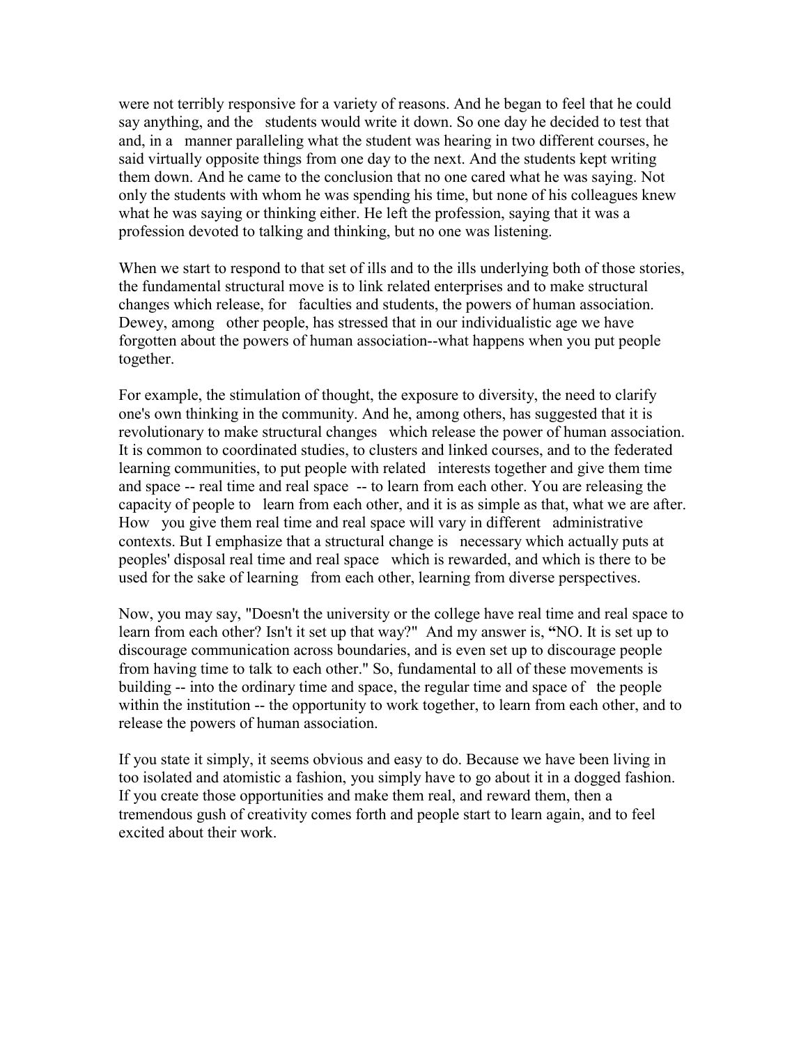were not terribly responsive for a variety of reasons. And he began to feel that he could say anything, and the students would write it down. So one day he decided to test that and, in a manner paralleling what the student was hearing in two different courses, he said virtually opposite things from one day to the next. And the students kept writing them down. And he came to the conclusion that no one cared what he was saying. Not only the students with whom he was spending his time, but none of his colleagues knew what he was saying or thinking either. He left the profession, saying that it was a profession devoted to talking and thinking, but no one was listening.

When we start to respond to that set of ills and to the ills underlying both of those stories, the fundamental structural move is to link related enterprises and to make structural changes which release, for faculties and students, the powers of human association. Dewey, among other people, has stressed that in our individualistic age we have forgotten about the powers of human association--what happens when you put people together.

For example, the stimulation of thought, the exposure to diversity, the need to clarify one's own thinking in the community. And he, among others, has suggested that it is revolutionary to make structural changes which release the power of human association. It is common to coordinated studies, to clusters and linked courses, and to the federated learning communities, to put people with related interests together and give them time and space -- real time and real space -- to learn from each other. You are releasing the capacity of people to learn from each other, and it is as simple as that, what we are after. How you give them real time and real space will vary in different administrative contexts. But I emphasize that a structural change is necessary which actually puts at peoples' disposal real time and real space which is rewarded, and which is there to be used for the sake of learning from each other, learning from diverse perspectives.

Now, you may say, "Doesn't the university or the college have real time and real space to learn from each other? Isn't it set up that way?" And my answer is, "NO. It is set up to discourage communication across boundaries, and is even set up to discourage people from having time to talk to each other." So, fundamental to all of these movements is building -- into the ordinary time and space, the regular time and space of the people within the institution -- the opportunity to work together, to learn from each other, and to release the powers of human association.

If you state it simply, it seems obvious and easy to do. Because we have been living in too isolated and atomistic a fashion, you simply have to go about it in a dogged fashion. If you create those opportunities and make them real, and reward them, then a tremendous gush of creativity comes forth and people start to learn again, and to feel excited about their work.